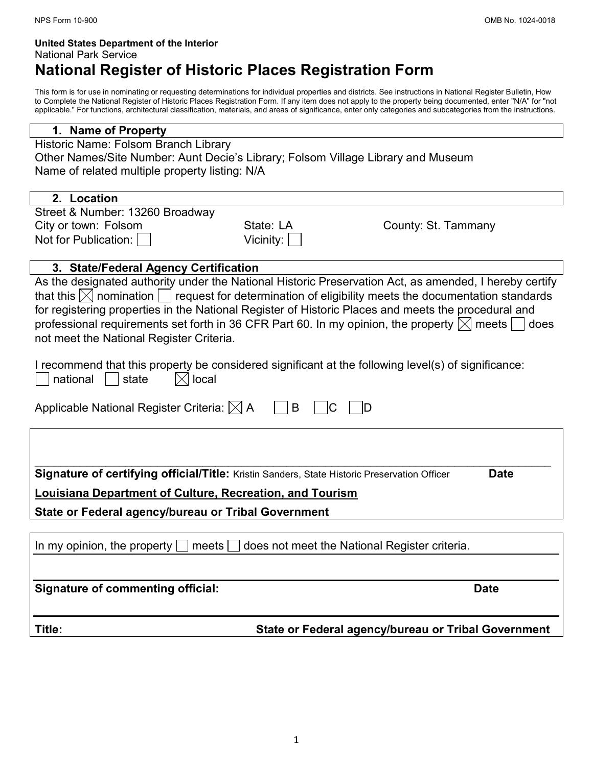NPS Form 10-900 OMB No. 1024-0018

**United States Department of the Interior**
National Park Service

# National Register of Historic Places Registration Form

This form is for use in nominating or requesting determinations for individual properties and districts. See instructions in National Register Bulletin, How to Complete the National Register of Historic Places Registration Form. If any item does not apply to the property being documented, enter "N/A" for "not applicable." For functions, architectural classification, materials, and areas of significance, enter only categories and subcategories from the instructions.

## 1. Name of Property

Historic Name: Folsom Branch Library
Other Names/Site Number: Aunt Decie's Library; Folsom Village Library and Museum
Name of related multiple property listing: N/A

## 2. Location

Street & Number: 13260 Broadway
City or town: Folsom State: LA County: St. Tammany
Not for Publication: ☐ Vicinity: ☐

## 3. State/Federal Agency Certification

As the designated authority under the National Historic Preservation Act, as amended, I hereby certify that this ☒ nomination ☐ request for determination of eligibility meets the documentation standards for registering properties in the National Register of Historic Places and meets the procedural and professional requirements set forth in 36 CFR Part 60. In my opinion, the property ☒ meets ☐ does not meet the National Register Criteria.

I recommend that this property be considered significant at the following level(s) of significance:
☐ national ☐ state ☒ local

Applicable National Register Criteria: ☒ A ☐ B ☐ C ☐ D

___

**Signature of certifying official/Title:** Kristin Sanders, State Historic Preservation Officer **Date**

**Louisiana Department of Culture, Recreation, and Tourism**

**State or Federal agency/bureau or Tribal Government**

In my opinion, the property ☐ meets ☐ does not meet the National Register criteria.

___

**Signature of commenting official:** **Date**

___

**Title:** **State or Federal agency/bureau or Tribal Government**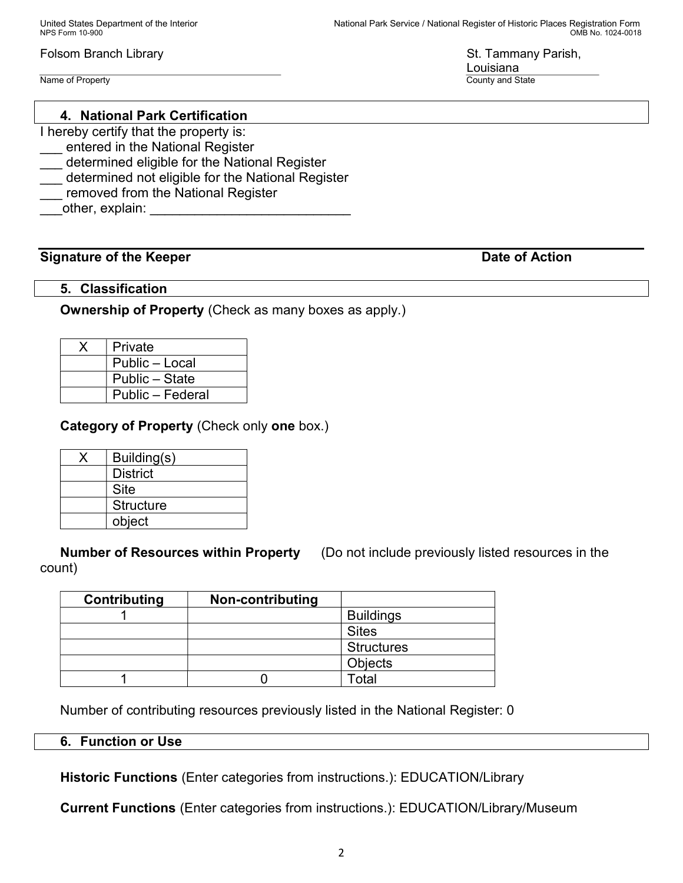Folsom Branch Library

Name of Property

St. Tammany Parish, Louisiana

County and State

## 4. National Park Certification

I hereby certify that the property is:

___ entered in the National Register
___ determined eligible for the National Register
___ determined not eligible for the National Register
___ removed from the National Register
___other, explain: ___________________________

**Signature of the Keeper** **Date of Action**

## 5. Classification

**Ownership of Property** (Check as many boxes as apply.)

| | |
|---|---|
| X | Private |
| | Public – Local |
| | Public – State |
| | Public – Federal |

**Category of Property** (Check only **one** box.)

| | |
|---|---|
| X | Building(s) |
| | District |
| | Site |
| | Structure |
| | object |

**Number of Resources within Property** (Do not include previously listed resources in the count)

| Contributing | Non-contributing | |
|---|---|---|
| 1 | | Buildings |
| | | Sites |
| | | Structures |
| | | Objects |
| 1 | 0 | Total |

Number of contributing resources previously listed in the National Register: 0

## 6. Function or Use

**Historic Functions** (Enter categories from instructions.): EDUCATION/Library

**Current Functions** (Enter categories from instructions.): EDUCATION/Library/Museum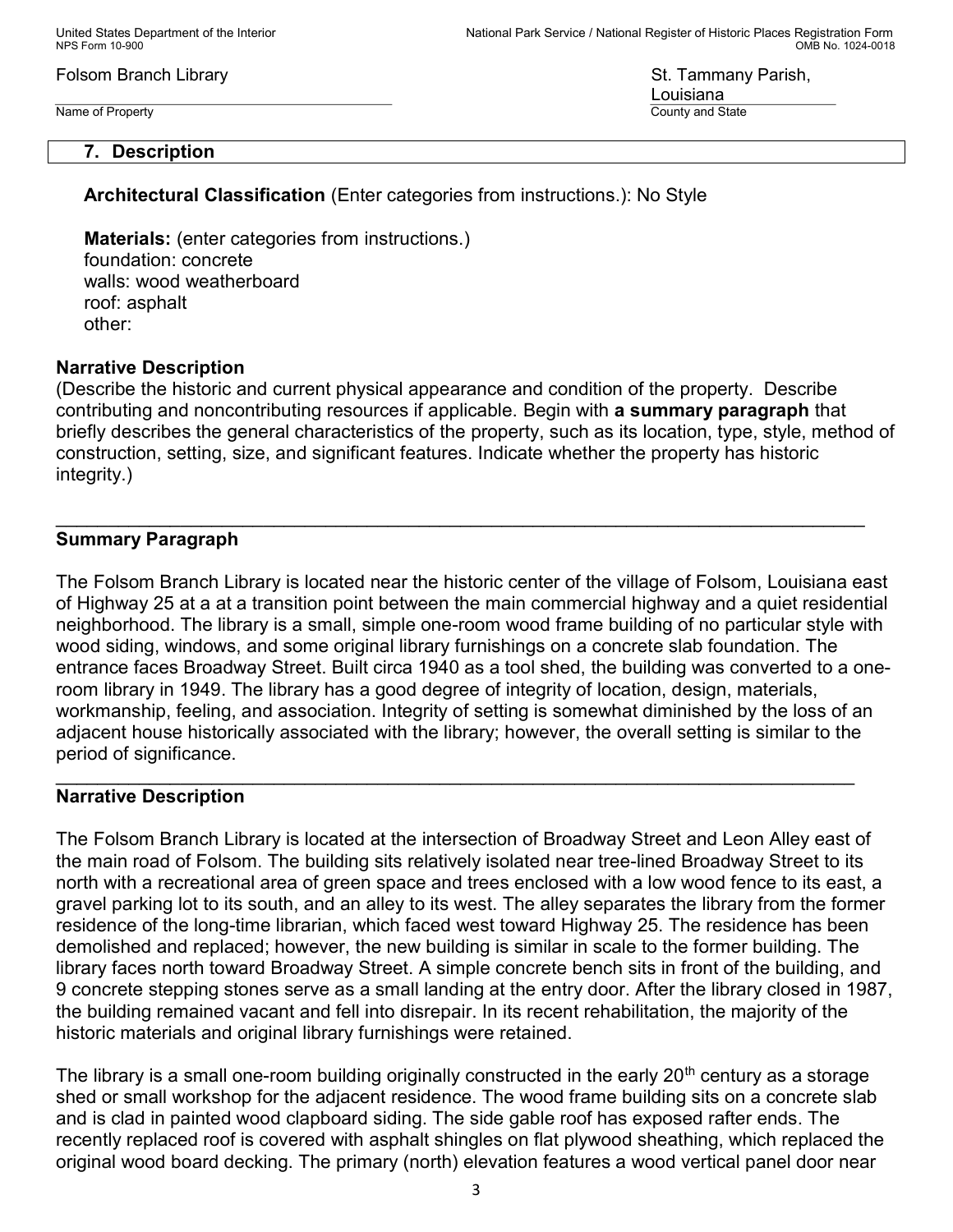Folsom Branch Library

Name of Property

St. Tammany Parish, Louisiana

County and State

## 7. Description

**Architectural Classification** (Enter categories from instructions.): No Style

**Materials:** (enter categories from instructions.)
foundation: concrete
walls: wood weatherboard
roof: asphalt
other:

### Narrative Description

(Describe the historic and current physical appearance and condition of the property. Describe contributing and noncontributing resources if applicable. Begin with **a summary paragraph** that briefly describes the general characteristics of the property, such as its location, type, style, method of construction, setting, size, and significant features. Indicate whether the property has historic integrity.)

---

### Summary Paragraph

The Folsom Branch Library is located near the historic center of the village of Folsom, Louisiana east of Highway 25 at a at a transition point between the main commercial highway and a quiet residential neighborhood. The library is a small, simple one-room wood frame building of no particular style with wood siding, windows, and some original library furnishings on a concrete slab foundation. The entrance faces Broadway Street. Built circa 1940 as a tool shed, the building was converted to a one-room library in 1949. The library has a good degree of integrity of location, design, materials, workmanship, feeling, and association. Integrity of setting is somewhat diminished by the loss of an adjacent house historically associated with the library; however, the overall setting is similar to the period of significance.

---

### Narrative Description

The Folsom Branch Library is located at the intersection of Broadway Street and Leon Alley east of the main road of Folsom. The building sits relatively isolated near tree-lined Broadway Street to its north with a recreational area of green space and trees enclosed with a low wood fence to its east, a gravel parking lot to its south, and an alley to its west. The alley separates the library from the former residence of the long-time librarian, which faced west toward Highway 25. The residence has been demolished and replaced; however, the new building is similar in scale to the former building. The library faces north toward Broadway Street. A simple concrete bench sits in front of the building, and 9 concrete stepping stones serve as a small landing at the entry door. After the library closed in 1987, the building remained vacant and fell into disrepair. In its recent rehabilitation, the majority of the historic materials and original library furnishings were retained.

The library is a small one-room building originally constructed in the early 20th century as a storage shed or small workshop for the adjacent residence. The wood frame building sits on a concrete slab and is clad in painted wood clapboard siding. The side gable roof has exposed rafter ends. The recently replaced roof is covered with asphalt shingles on flat plywood sheathing, which replaced the original wood board decking. The primary (north) elevation features a wood vertical panel door near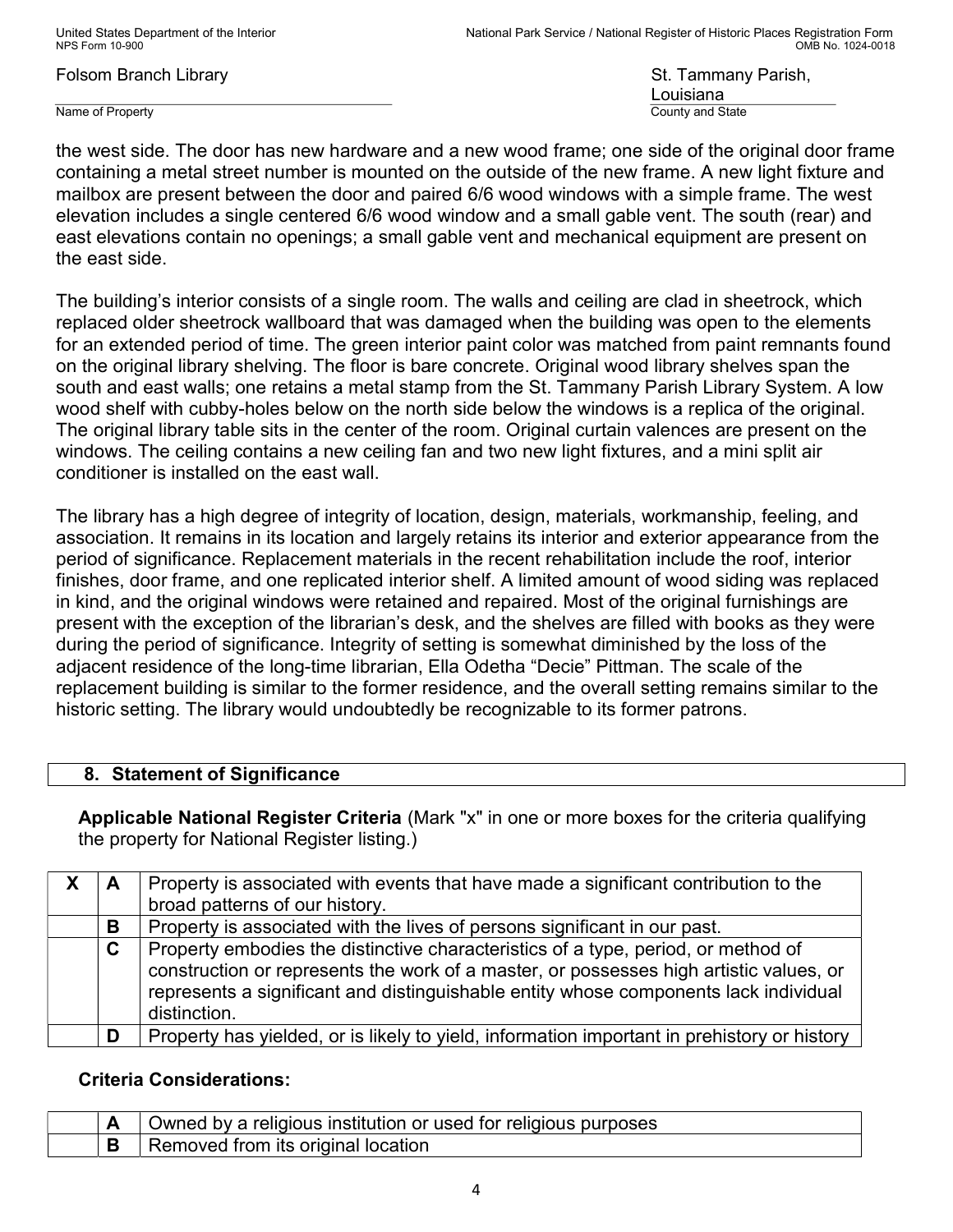the west side. The door has new hardware and a new wood frame; one side of the original door frame containing a metal street number is mounted on the outside of the new frame. A new light fixture and mailbox are present between the door and paired 6/6 wood windows with a simple frame. The west elevation includes a single centered 6/6 wood window and a small gable vent. The south (rear) and east elevations contain no openings; a small gable vent and mechanical equipment are present on the east side.

The building's interior consists of a single room. The walls and ceiling are clad in sheetrock, which replaced older sheetrock wallboard that was damaged when the building was open to the elements for an extended period of time. The green interior paint color was matched from paint remnants found on the original library shelving. The floor is bare concrete. Original wood library shelves span the south and east walls; one retains a metal stamp from the St. Tammany Parish Library System. A low wood shelf with cubby-holes below on the north side below the windows is a replica of the original. The original library table sits in the center of the room. Original curtain valences are present on the windows. The ceiling contains a new ceiling fan and two new light fixtures, and a mini split air conditioner is installed on the east wall.

The library has a high degree of integrity of location, design, materials, workmanship, feeling, and association. It remains in its location and largely retains its interior and exterior appearance from the period of significance. Replacement materials in the recent rehabilitation include the roof, interior finishes, door frame, and one replicated interior shelf. A limited amount of wood siding was replaced in kind, and the original windows were retained and repaired. Most of the original furnishings are present with the exception of the librarian's desk, and the shelves are filled with books as they were during the period of significance. Integrity of setting is somewhat diminished by the loss of the adjacent residence of the long-time librarian, Ella Odetha "Decie" Pittman. The scale of the replacement building is similar to the former residence, and the overall setting remains similar to the historic setting. The library would undoubtedly be recognizable to its former patrons.

## 8. Statement of Significance

**Applicable National Register Criteria** (Mark "x" in one or more boxes for the criteria qualifying the property for National Register listing.)

| | | |
|---|---|---|
| X | A | Property is associated with events that have made a significant contribution to the broad patterns of our history. |
| | B | Property is associated with the lives of persons significant in our past. |
| | C | Property embodies the distinctive characteristics of a type, period, or method of construction or represents the work of a master, or possesses high artistic values, or represents a significant and distinguishable entity whose components lack individual distinction. |
| | D | Property has yielded, or is likely to yield, information important in prehistory or history |

**Criteria Considerations:**

| | | |
|---|---|---|
| | A | Owned by a religious institution or used for religious purposes |
| | B | Removed from its original location |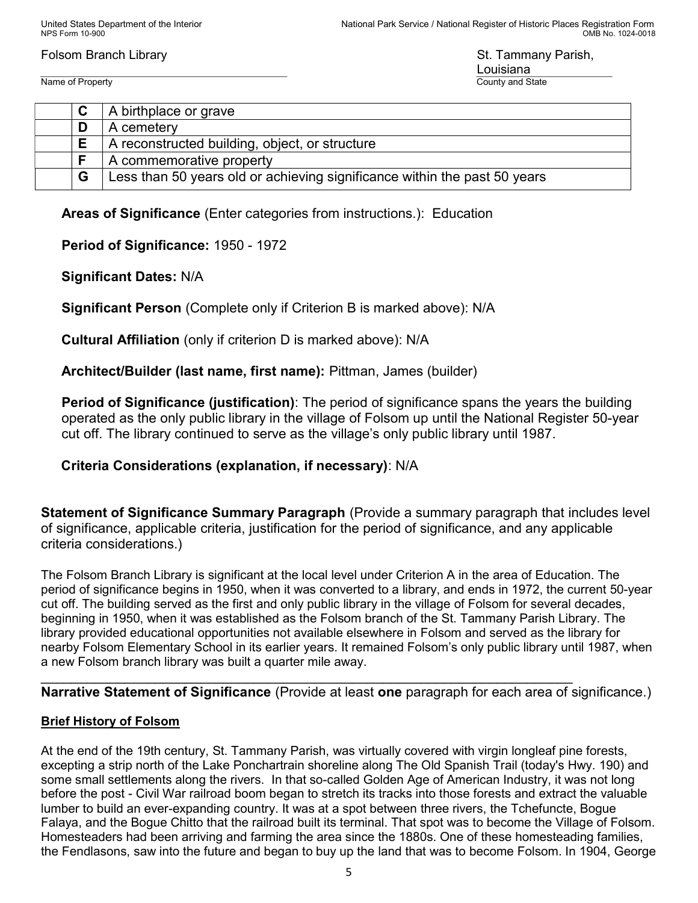Folsom Branch Library
Name of Property

St. Tammany Parish, Louisiana
County and State

| | | |
|---|---|---|
| | **C** | A birthplace or grave |
| | **D** | A cemetery |
| | **E** | A reconstructed building, object, or structure |
| | **F** | A commemorative property |
| | **G** | Less than 50 years old or achieving significance within the past 50 years |

**Areas of Significance** (Enter categories from instructions.): Education

**Period of Significance:** 1950 - 1972

**Significant Dates:** N/A

**Significant Person** (Complete only if Criterion B is marked above): N/A

**Cultural Affiliation** (only if criterion D is marked above): N/A

**Architect/Builder (last name, first name):** Pittman, James (builder)

**Period of Significance (justification)**: The period of significance spans the years the building operated as the only public library in the village of Folsom up until the National Register 50-year cut off. The library continued to serve as the village's only public library until 1987.

**Criteria Considerations (explanation, if necessary)**: N/A

**Statement of Significance Summary Paragraph** (Provide a summary paragraph that includes level of significance, applicable criteria, justification for the period of significance, and any applicable criteria considerations.)

The Folsom Branch Library is significant at the local level under Criterion A in the area of Education. The period of significance begins in 1950, when it was converted to a library, and ends in 1972, the current 50-year cut off. The building served as the first and only public library in the village of Folsom for several decades, beginning in 1950, when it was established as the Folsom branch of the St. Tammany Parish Library. The library provided educational opportunities not available elsewhere in Folsom and served as the library for nearby Folsom Elementary School in its earlier years. It remained Folsom's only public library until 1987, when a new Folsom branch library was built a quarter mile away.

---

**Narrative Statement of Significance** (Provide at least **one** paragraph for each area of significance.)

**Brief History of Folsom**

At the end of the 19th century, St. Tammany Parish, was virtually covered with virgin longleaf pine forests, excepting a strip north of the Lake Ponchartrain shoreline along The Old Spanish Trail (today's Hwy. 190) and some small settlements along the rivers. In that so-called Golden Age of American Industry, it was not long before the post - Civil War railroad boom began to stretch its tracks into those forests and extract the valuable lumber to build an ever-expanding country. It was at a spot between three rivers, the Tchefuncte, Bogue Falaya, and the Bogue Chitto that the railroad built its terminal. That spot was to become the Village of Folsom. Homesteaders had been arriving and farming the area since the 1880s. One of these homesteading families, the Fendlasons, saw into the future and began to buy up the land that was to become Folsom. In 1904, George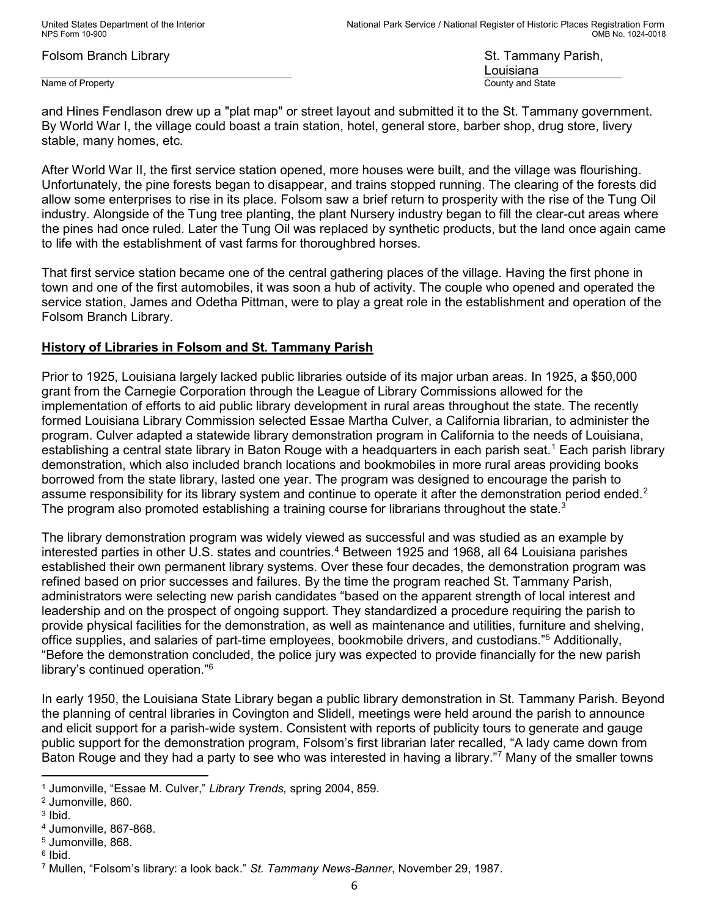and Hines Fendlason drew up a "plat map" or street layout and submitted it to the St. Tammany government. By World War I, the village could boast a train station, hotel, general store, barber shop, drug store, livery stable, many homes, etc.

After World War II, the first service station opened, more houses were built, and the village was flourishing. Unfortunately, the pine forests began to disappear, and trains stopped running. The clearing of the forests did allow some enterprises to rise in its place. Folsom saw a brief return to prosperity with the rise of the Tung Oil industry. Alongside of the Tung tree planting, the plant Nursery industry began to fill the clear-cut areas where the pines had once ruled. Later the Tung Oil was replaced by synthetic products, but the land once again came to life with the establishment of vast farms for thoroughbred horses.

That first service station became one of the central gathering places of the village. Having the first phone in town and one of the first automobiles, it was soon a hub of activity. The couple who opened and operated the service station, James and Odetha Pittman, were to play a great role in the establishment and operation of the Folsom Branch Library.

**History of Libraries in Folsom and St. Tammany Parish**

Prior to 1925, Louisiana largely lacked public libraries outside of its major urban areas. In 1925, a $50,000 grant from the Carnegie Corporation through the League of Library Commissions allowed for the implementation of efforts to aid public library development in rural areas throughout the state. The recently formed Louisiana Library Commission selected Essae Martha Culver, a California librarian, to administer the program. Culver adapted a statewide library demonstration program in California to the needs of Louisiana, establishing a central state library in Baton Rouge with a headquarters in each parish seat.[1] Each parish library demonstration, which also included branch locations and bookmobiles in more rural areas providing books borrowed from the state library, lasted one year. The program was designed to encourage the parish to assume responsibility for its library system and continue to operate it after the demonstration period ended.[2] The program also promoted establishing a training course for librarians throughout the state.[3]

The library demonstration program was widely viewed as successful and was studied as an example by interested parties in other U.S. states and countries.[4] Between 1925 and 1968, all 64 Louisiana parishes established their own permanent library systems. Over these four decades, the demonstration program was refined based on prior successes and failures. By the time the program reached St. Tammany Parish, administrators were selecting new parish candidates "based on the apparent strength of local interest and leadership and on the prospect of ongoing support. They standardized a procedure requiring the parish to provide physical facilities for the demonstration, as well as maintenance and utilities, furniture and shelving, office supplies, and salaries of part-time employees, bookmobile drivers, and custodians."[5] Additionally, "Before the demonstration concluded, the police jury was expected to provide financially for the new parish library's continued operation."[6]

In early 1950, the Louisiana State Library began a public library demonstration in St. Tammany Parish. Beyond the planning of central libraries in Covington and Slidell, meetings were held around the parish to announce and elicit support for a parish-wide system. Consistent with reports of publicity tours to generate and gauge public support for the demonstration program, Folsom's first librarian later recalled, "A lady came down from Baton Rouge and they had a party to see who was interested in having a library."[7] Many of the smaller towns

---

[1] Jumonville, "Essae M. Culver," *Library Trends,* spring 2004, 859.
[2] Jumonville, 860.
[3] Ibid.
[4] Jumonville, 867-868.
[5] Jumonville, 868.
[6] Ibid.
[7] Mullen, "Folsom's library: a look back." *St. Tammany News-Banner*, November 29, 1987.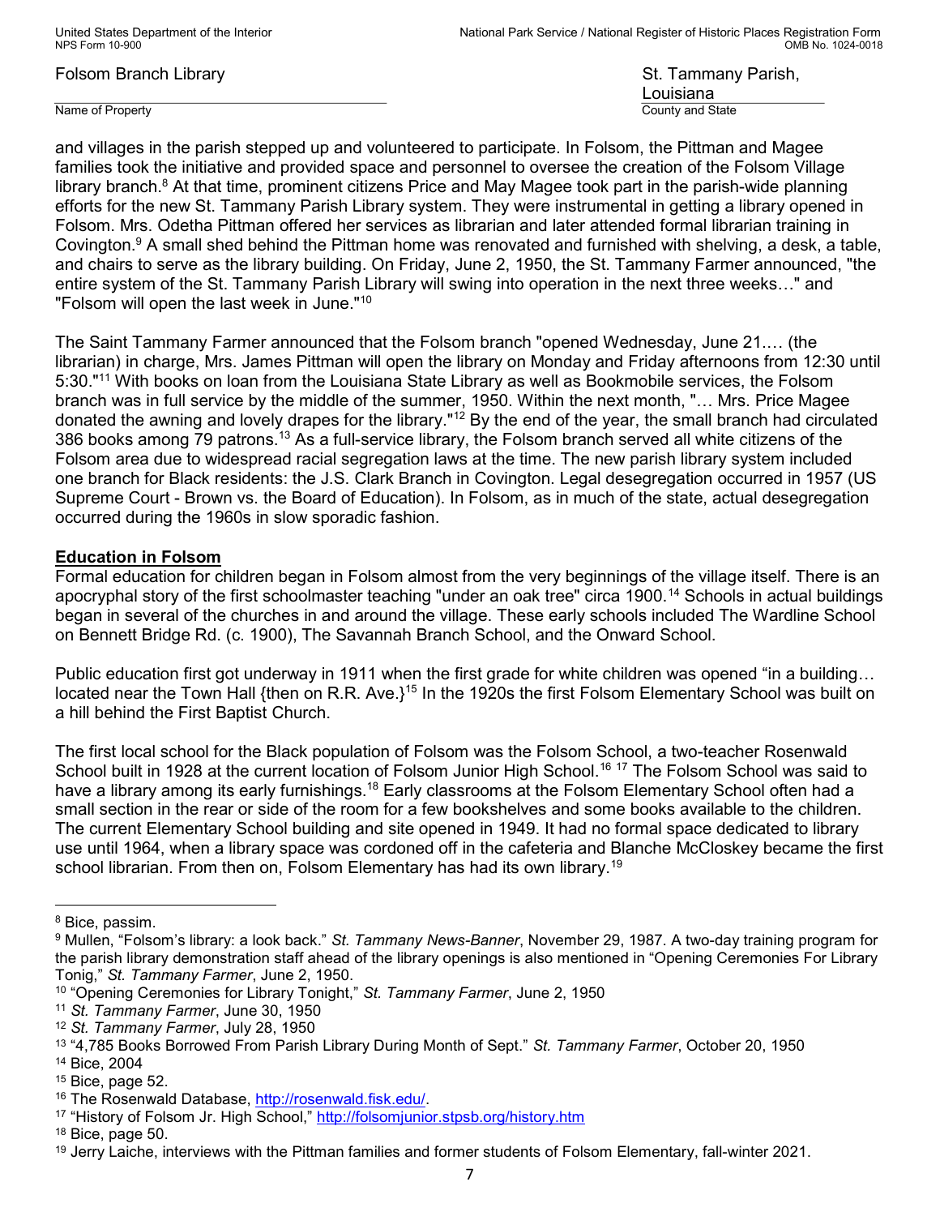and villages in the parish stepped up and volunteered to participate. In Folsom, the Pittman and Magee families took the initiative and provided space and personnel to oversee the creation of the Folsom Village library branch.[8] At that time, prominent citizens Price and May Magee took part in the parish-wide planning efforts for the new St. Tammany Parish Library system. They were instrumental in getting a library opened in Folsom. Mrs. Odetha Pittman offered her services as librarian and later attended formal librarian training in Covington.[9] A small shed behind the Pittman home was renovated and furnished with shelving, a desk, a table, and chairs to serve as the library building. On Friday, June 2, 1950, the St. Tammany Farmer announced, "the entire system of the St. Tammany Parish Library will swing into operation in the next three weeks…" and "Folsom will open the last week in June."[10]

The Saint Tammany Farmer announced that the Folsom branch "opened Wednesday, June 21.… (the librarian) in charge, Mrs. James Pittman will open the library on Monday and Friday afternoons from 12:30 until 5:30."[11] With books on loan from the Louisiana State Library as well as Bookmobile services, the Folsom branch was in full service by the middle of the summer, 1950. Within the next month, "… Mrs. Price Magee donated the awning and lovely drapes for the library."[12] By the end of the year, the small branch had circulated 386 books among 79 patrons.[13] As a full-service library, the Folsom branch served all white citizens of the Folsom area due to widespread racial segregation laws at the time. The new parish library system included one branch for Black residents: the J.S. Clark Branch in Covington. Legal desegregation occurred in 1957 (US Supreme Court - Brown vs. the Board of Education). In Folsom, as in much of the state, actual desegregation occurred during the 1960s in slow sporadic fashion.

## Education in Folsom

Formal education for children began in Folsom almost from the very beginnings of the village itself. There is an apocryphal story of the first schoolmaster teaching "under an oak tree" circa 1900.[14] Schools in actual buildings began in several of the churches in and around the village. These early schools included The Wardline School on Bennett Bridge Rd. (c. 1900), The Savannah Branch School, and the Onward School.

Public education first got underway in 1911 when the first grade for white children was opened "in a building… located near the Town Hall {then on R.R. Ave.}[15] In the 1920s the first Folsom Elementary School was built on a hill behind the First Baptist Church.

The first local school for the Black population of Folsom was the Folsom School, a two-teacher Rosenwald School built in 1928 at the current location of Folsom Junior High School.[16] [17] The Folsom School was said to have a library among its early furnishings.[18] Early classrooms at the Folsom Elementary School often had a small section in the rear or side of the room for a few bookshelves and some books available to the children. The current Elementary School building and site opened in 1949. It had no formal space dedicated to library use until 1964, when a library space was cordoned off in the cafeteria and Blanche McCloskey became the first school librarian. From then on, Folsom Elementary has had its own library.[19]

---

[8] Bice, passim.

[9] Mullen, "Folsom's library: a look back." *St. Tammany News-Banner*, November 29, 1987. A two-day training program for the parish library demonstration staff ahead of the library openings is also mentioned in "Opening Ceremonies For Library Tonig," *St. Tammany Farmer*, June 2, 1950.

[10] "Opening Ceremonies for Library Tonight," *St. Tammany Farmer*, June 2, 1950

[11] *St. Tammany Farmer*, June 30, 1950

[12] *St. Tammany Farmer*, July 28, 1950

[13] "4,785 Books Borrowed From Parish Library During Month of Sept." *St. Tammany Farmer*, October 20, 1950

[14] Bice, 2004

[15] Bice, page 52.

[16] The Rosenwald Database, http://rosenwald.fisk.edu/.

[17] "History of Folsom Jr. High School," http://folsomjunior.stpsb.org/history.htm

[18] Bice, page 50.

[19] Jerry Laiche, interviews with the Pittman families and former students of Folsom Elementary, fall-winter 2021.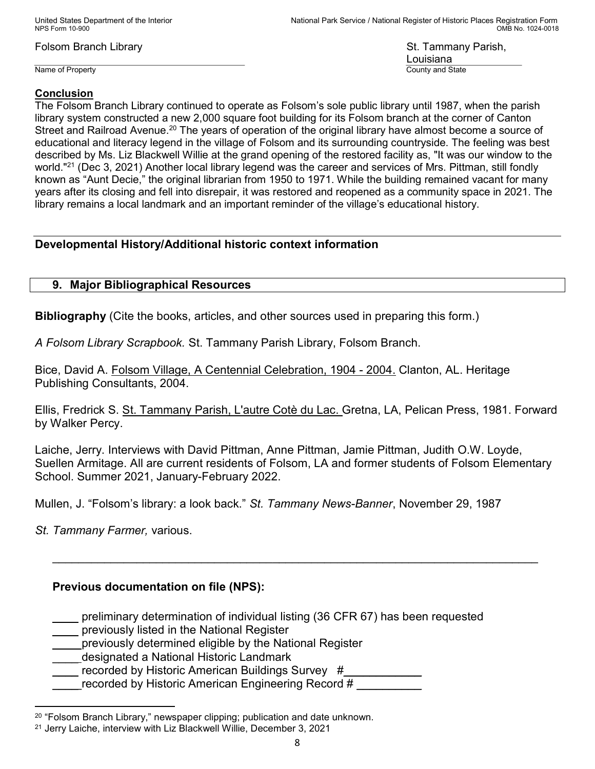Folsom Branch Library

Name of Property

St. Tammany Parish, Louisiana

County and State

**Conclusion**

The Folsom Branch Library continued to operate as Folsom's sole public library until 1987, when the parish library system constructed a new 2,000 square foot building for its Folsom branch at the corner of Canton Street and Railroad Avenue.[20] The years of operation of the original library have almost become a source of educational and literacy legend in the village of Folsom and its surrounding countryside. The feeling was best described by Ms. Liz Blackwell Willie at the grand opening of the restored facility as, "It was our window to the world."[21] (Dec 3, 2021) Another local library legend was the career and services of Mrs. Pittman, still fondly known as "Aunt Decie," the original librarian from 1950 to 1971. While the building remained vacant for many years after its closing and fell into disrepair, it was restored and reopened as a community space in 2021. The library remains a local landmark and an important reminder of the village's educational history.

---

## Developmental History/Additional historic context information

## 9. Major Bibliographical Resources

**Bibliography** (Cite the books, articles, and other sources used in preparing this form.)

*A Folsom Library Scrapbook.* St. Tammany Parish Library, Folsom Branch.

Bice, David A. Folsom Village, A Centennial Celebration, 1904 - 2004. Clanton, AL. Heritage Publishing Consultants, 2004.

Ellis, Fredrick S. St. Tammany Parish, L'autre Cotè du Lac. Gretna, LA, Pelican Press, 1981. Forward by Walker Percy.

Laiche, Jerry. Interviews with David Pittman, Anne Pittman, Jamie Pittman, Judith O.W. Loyde, Suellen Armitage. All are current residents of Folsom, LA and former students of Folsom Elementary School. Summer 2021, January-February 2022.

Mullen, J. "Folsom's library: a look back." *St. Tammany News-Banner*, November 29, 1987

*St. Tammany Farmer,* various.

---

**Previous documentation on file (NPS):**

____ preliminary determination of individual listing (36 CFR 67) has been requested
____ previously listed in the National Register
____ previously determined eligible by the National Register
____ designated a National Historic Landmark
____ recorded by Historic American Buildings Survey #____________
____ recorded by Historic American Engineering Record # __________

---

[20] "Folsom Branch Library," newspaper clipping; publication and date unknown.

[21] Jerry Laiche, interview with Liz Blackwell Willie, December 3, 2021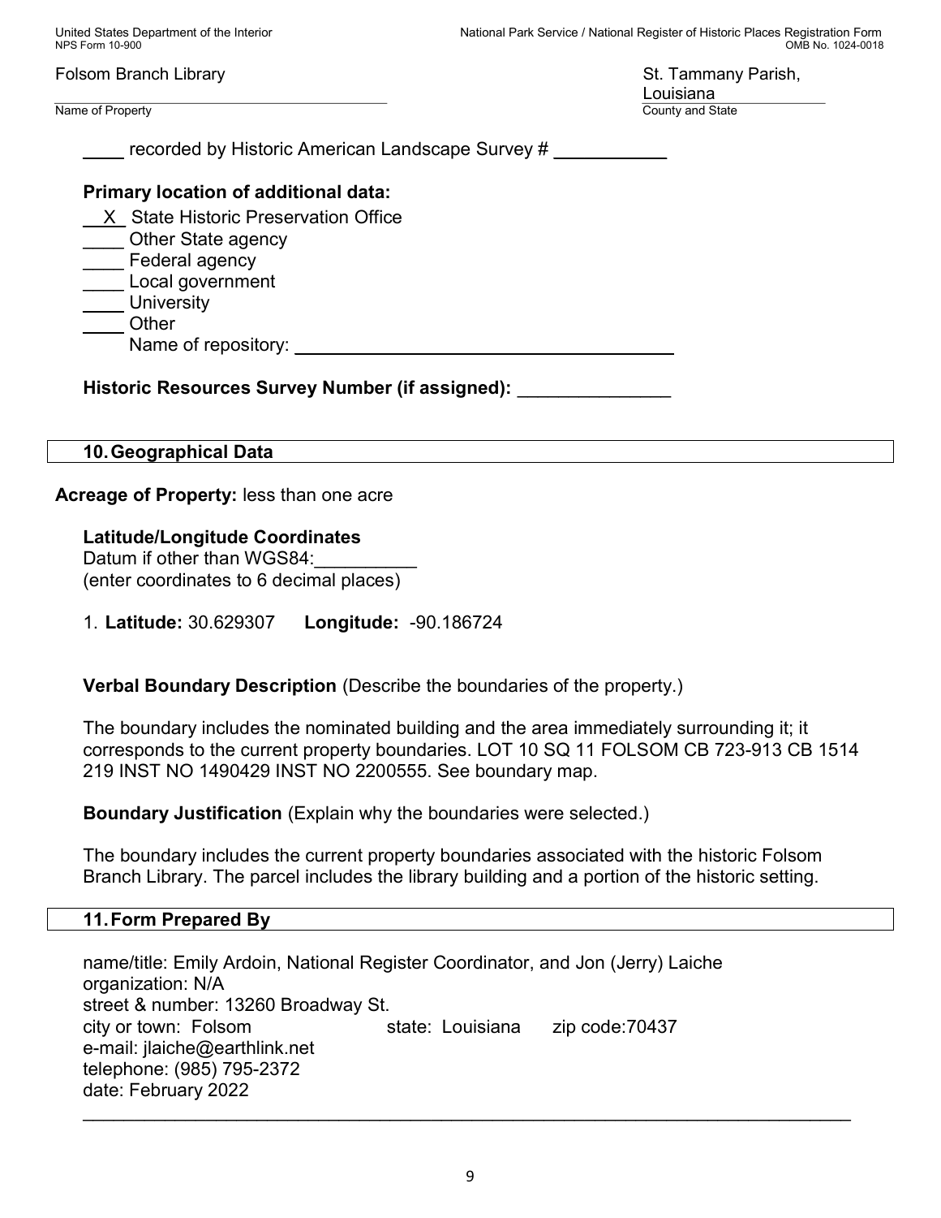Folsom Branch Library | St. Tammany Parish, Louisiana
Name of Property | County and State

____ recorded by Historic American Landscape Survey # ____________

**Primary location of additional data:**

__X__ State Historic Preservation Office
____ Other State agency
____ Federal agency
____ Local government
____ University
____ Other
Name of repository: ________________________________________

**Historic Resources Survey Number (if assigned):** _______________

## 10. Geographical Data

**Acreage of Property:** less than one acre

**Latitude/Longitude Coordinates**
Datum if other than WGS84:__________
(enter coordinates to 6 decimal places)

1. **Latitude:** 30.629307 **Longitude:** -90.186724

**Verbal Boundary Description** (Describe the boundaries of the property.)

The boundary includes the nominated building and the area immediately surrounding it; it corresponds to the current property boundaries. LOT 10 SQ 11 FOLSOM CB 723-913 CB 1514 219 INST NO 1490429 INST NO 2200555. See boundary map.

**Boundary Justification** (Explain why the boundaries were selected.)

The boundary includes the current property boundaries associated with the historic Folsom Branch Library. The parcel includes the library building and a portion of the historic setting.

## 11. Form Prepared By

name/title: Emily Ardoin, National Register Coordinator, and Jon (Jerry) Laiche
organization: N/A
street & number: 13260 Broadway St.
city or town: Folsom state: Louisiana zip code:70437
e-mail: jlaiche@earthlink.net
telephone: (985) 795-2372
date: February 2022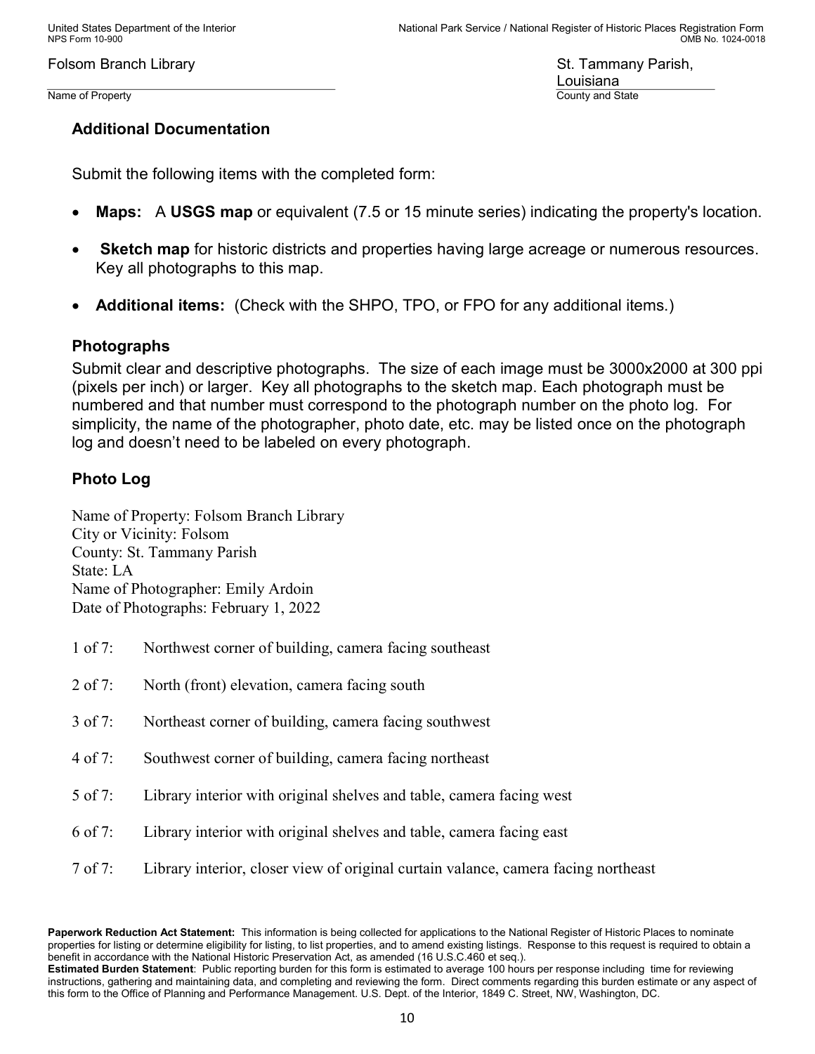Folsom Branch Library

Name of Property

St. Tammany Parish, Louisiana

County and State

### Additional Documentation

Submit the following items with the completed form:

- **Maps:** A **USGS map** or equivalent (7.5 or 15 minute series) indicating the property's location.
- **Sketch map** for historic districts and properties having large acreage or numerous resources. Key all photographs to this map.
- **Additional items:** (Check with the SHPO, TPO, or FPO for any additional items.)

### Photographs

Submit clear and descriptive photographs. The size of each image must be 3000x2000 at 300 ppi (pixels per inch) or larger. Key all photographs to the sketch map. Each photograph must be numbered and that number must correspond to the photograph number on the photo log. For simplicity, the name of the photographer, photo date, etc. may be listed once on the photograph log and doesn't need to be labeled on every photograph.

### Photo Log

Name of Property: Folsom Branch Library
City or Vicinity: Folsom
County: St. Tammany Parish
State: LA
Name of Photographer: Emily Ardoin
Date of Photographs: February 1, 2022

1 of 7: Northwest corner of building, camera facing southeast

2 of 7: North (front) elevation, camera facing south

3 of 7: Northeast corner of building, camera facing southwest

4 of 7: Southwest corner of building, camera facing northeast

5 of 7: Library interior with original shelves and table, camera facing west

6 of 7: Library interior with original shelves and table, camera facing east

7 of 7: Library interior, closer view of original curtain valance, camera facing northeast

**Paperwork Reduction Act Statement:** This information is being collected for applications to the National Register of Historic Places to nominate properties for listing or determine eligibility for listing, to list properties, and to amend existing listings. Response to this request is required to obtain a benefit in accordance with the National Historic Preservation Act, as amended (16 U.S.C.460 et seq.).
**Estimated Burden Statement**: Public reporting burden for this form is estimated to average 100 hours per response including time for reviewing instructions, gathering and maintaining data, and completing and reviewing the form. Direct comments regarding this burden estimate or any aspect of this form to the Office of Planning and Performance Management. U.S. Dept. of the Interior, 1849 C. Street, NW, Washington, DC.